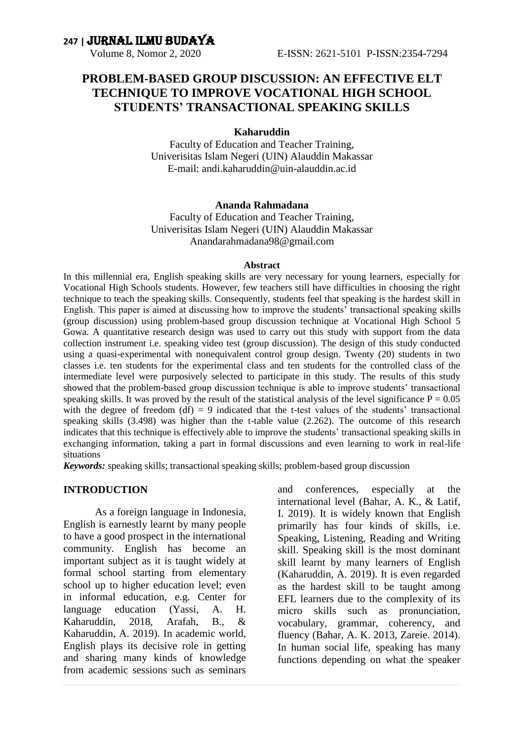# PROBLEM-BASED GROUP DISCUSSION: AN EFFECTIVE ELT TECHNIQUE TO IMPROVE VOCATIONAL HIGH SCHOOL STUDENTS' TRANSACTIONAL SPEAKING SKILLS

**Kaharuddin**

Faculty of Education and Teacher Training,
Univerisitas Islam Negeri (UIN) Alauddin Makassar
E-mail: andi.kaharuddin@uin-alauddin.ac.id

**Ananda Rahmadana**

Faculty of Education and Teacher Training,
Univerisitas Islam Negeri (UIN) Alauddin Makassar
Anandarahmadana98@gmail.com

**Abstract**

In this millennial era, English speaking skills are very necessary for young learners, especially for Vocational High Schools students. However, few teachers still have difficulties in choosing the right technique to teach the speaking skills. Consequently, students feel that speaking is the hardest skill in English. This paper is aimed at discussing how to improve the students' transactional speaking skills (group discussion) using problem-based group discussion technique at Vocational High School 5 Gowa. A quantitative research design was used to carry out this study with support from the data collection instrument i.e. speaking video test (group discussion). The design of this study conducted using a quasi-experimental with nonequivalent control group design. Twenty (20) students in two classes i.e. ten students for the experimental class and ten students for the controlled class of the intermediate level were purposively selected to participate in this study. The results of this study showed that the problem-based group discussion technique is able to improve students' transactional speaking skills. It was proved by the result of the statistical analysis of the level significance $P = 0.05$ with the degree of freedom $(df) = 9$ indicated that the t-test values of the students' transactional speaking skills (3.498) was higher than the t-table value (2.262). The outcome of this research indicates that this technique is effectively able to improve the students' transactional speaking skills in exchanging information, taking a part in formal discussions and even learning to work in real-life situations

***Keywords:*** speaking skills; transactional speaking skills; problem-based group discussion

## INTRODUCTION

As a foreign language in Indonesia, English is earnestly learnt by many people to have a good prospect in the international community. English has become an important subject as it is taught widely at formal school starting from elementary school up to higher education level; even in informal education, e.g. Center for language education (Yassi, A. H. Kaharuddin, 2018, Arafah, B., & Kaharuddin, A. 2019). In academic world, English plays its decisive role in getting and sharing many kinds of knowledge from academic sessions such as seminars and conferences, especially at the international level (Bahar, A. K., & Latif, I. 2019). It is widely known that English primarily has four kinds of skills, i.e. Speaking, Listening, Reading and Writing skill. Speaking skill is the most dominant skill learnt by many learners of English (Kaharuddin, A. 2019). It is even regarded as the hardest skill to be taught among EFL learners due to the complexity of its micro skills such as pronunciation, vocabulary, grammar, coherency, and fluency (Bahar, A. K. 2013, Zareie. 2014). In human social life, speaking has many functions depending on what the speaker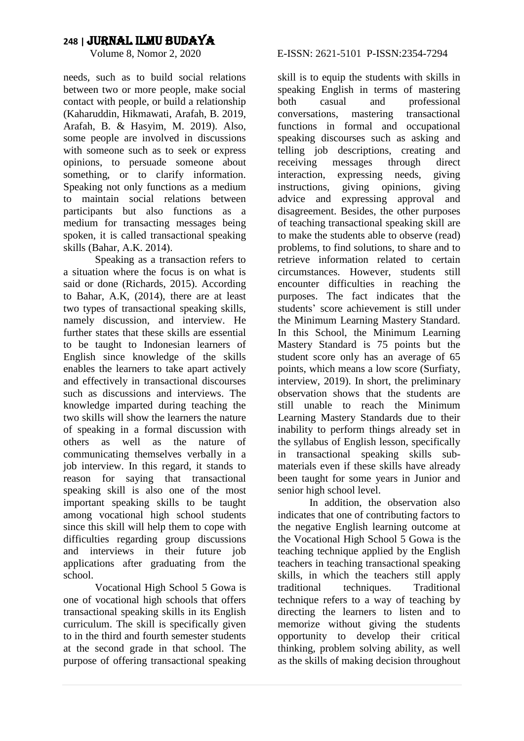needs, such as to build social relations between two or more people, make social contact with people, or build a relationship (Kaharuddin, Hikmawati, Arafah, B. 2019, Arafah, B. & Hasyim, M. 2019). Also, some people are involved in discussions with someone such as to seek or express opinions, to persuade someone about something, or to clarify information. Speaking not only functions as a medium to maintain social relations between participants but also functions as a medium for transacting messages being spoken, it is called transactional speaking skills (Bahar, A.K. 2014).

Speaking as a transaction refers to a situation where the focus is on what is said or done (Richards, 2015). According to Bahar, A.K, (2014), there are at least two types of transactional speaking skills, namely discussion, and interview. He further states that these skills are essential to be taught to Indonesian learners of English since knowledge of the skills enables the learners to take apart actively and effectively in transactional discourses such as discussions and interviews. The knowledge imparted during teaching the two skills will show the learners the nature of speaking in a formal discussion with others as well as the nature of communicating themselves verbally in a job interview. In this regard, it stands to reason for saying that transactional speaking skill is also one of the most important speaking skills to be taught among vocational high school students since this skill will help them to cope with difficulties regarding group discussions and interviews in their future job applications after graduating from the school.

Vocational High School 5 Gowa is one of vocational high schools that offers transactional speaking skills in its English curriculum. The skill is specifically given to in the third and fourth semester students at the second grade in that school. The purpose of offering transactional speaking skill is to equip the students with skills in speaking English in terms of mastering both casual and professional conversations, mastering transactional functions in formal and occupational speaking discourses such as asking and telling job descriptions, creating and receiving messages through direct interaction, expressing needs, giving instructions, giving opinions, giving advice and expressing approval and disagreement. Besides, the other purposes of teaching transactional speaking skill are to make the students able to observe (read) problems, to find solutions, to share and to retrieve information related to certain circumstances. However, students still encounter difficulties in reaching the purposes. The fact indicates that the students' score achievement is still under the Minimum Learning Mastery Standard. In this School, the Minimum Learning Mastery Standard is 75 points but the student score only has an average of 65 points, which means a low score (Surfiaty, interview, 2019). In short, the preliminary observation shows that the students are still unable to reach the Minimum Learning Mastery Standards due to their inability to perform things already set in the syllabus of English lesson, specifically in transactional speaking skills sub-materials even if these skills have already been taught for some years in Junior and senior high school level.

In addition, the observation also indicates that one of contributing factors to the negative English learning outcome at the Vocational High School 5 Gowa is the teaching technique applied by the English teachers in teaching transactional speaking skills, in which the teachers still apply traditional techniques. Traditional technique refers to a way of teaching by directing the learners to listen and to memorize without giving the students opportunity to develop their critical thinking, problem solving ability, as well as the skills of making decision throughout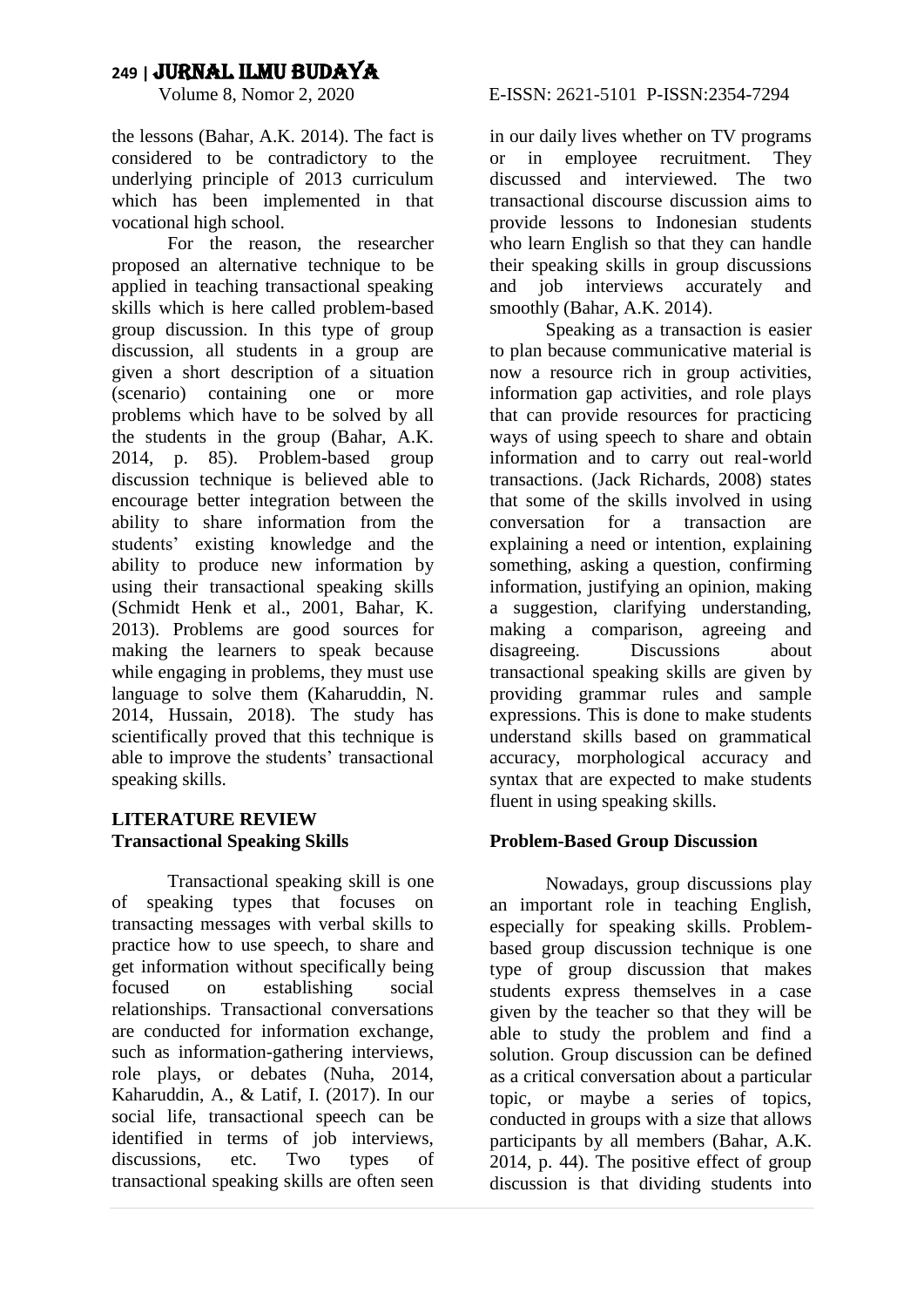the lessons (Bahar, A.K. 2014). The fact is considered to be contradictory to the underlying principle of 2013 curriculum which has been implemented in that vocational high school.

For the reason, the researcher proposed an alternative technique to be applied in teaching transactional speaking skills which is here called problem-based group discussion. In this type of group discussion, all students in a group are given a short description of a situation (scenario) containing one or more problems which have to be solved by all the students in the group (Bahar, A.K. 2014, p. 85). Problem-based group discussion technique is believed able to encourage better integration between the ability to share information from the students' existing knowledge and the ability to produce new information by using their transactional speaking skills (Schmidt Henk et al., 2001, Bahar, K. 2013). Problems are good sources for making the learners to speak because while engaging in problems, they must use language to solve them (Kaharuddin, N. 2014, Hussain, 2018). The study has scientifically proved that this technique is able to improve the students' transactional speaking skills.

## LITERATURE REVIEW

### Transactional Speaking Skills

Transactional speaking skill is one of speaking types that focuses on transacting messages with verbal skills to practice how to use speech, to share and get information without specifically being focused on establishing social relationships. Transactional conversations are conducted for information exchange, such as information-gathering interviews, role plays, or debates (Nuha, 2014, Kaharuddin, A., & Latif, I. (2017). In our social life, transactional speech can be identified in terms of job interviews, discussions, etc. Two types of transactional speaking skills are often seen in our daily lives whether on TV programs or in employee recruitment. They discussed and interviewed. The two transactional discourse discussion aims to provide lessons to Indonesian students who learn English so that they can handle their speaking skills in group discussions and job interviews accurately and smoothly (Bahar, A.K. 2014).

Speaking as a transaction is easier to plan because communicative material is now a resource rich in group activities, information gap activities, and role plays that can provide resources for practicing ways of using speech to share and obtain information and to carry out real-world transactions. (Jack Richards, 2008) states that some of the skills involved in using conversation for a transaction are explaining a need or intention, explaining something, asking a question, confirming information, justifying an opinion, making a suggestion, clarifying understanding, making a comparison, agreeing and disagreeing. Discussions about transactional speaking skills are given by providing grammar rules and sample expressions. This is done to make students understand skills based on grammatical accuracy, morphological accuracy and syntax that are expected to make students fluent in using speaking skills.

### Problem-Based Group Discussion

Nowadays, group discussions play an important role in teaching English, especially for speaking skills. Problem-based group discussion technique is one type of group discussion that makes students express themselves in a case given by the teacher so that they will be able to study the problem and find a solution. Group discussion can be defined as a critical conversation about a particular topic, or maybe a series of topics, conducted in groups with a size that allows participants by all members (Bahar, A.K. 2014, p. 44). The positive effect of group discussion is that dividing students into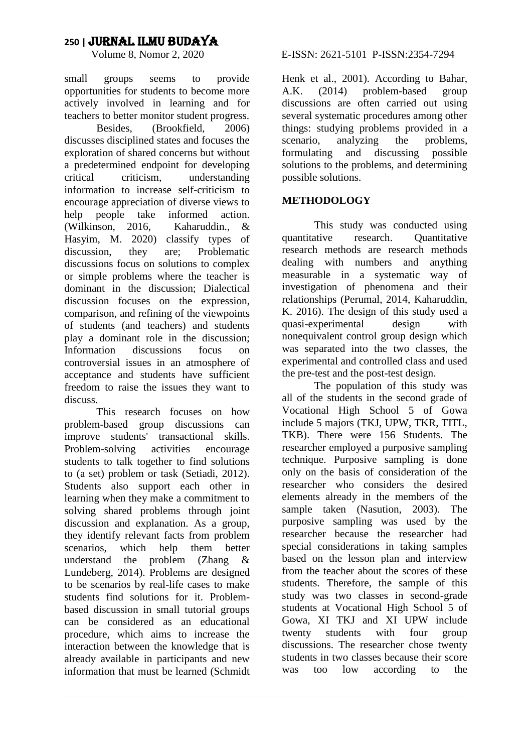small groups seems to provide opportunities for students to become more actively involved in learning and for teachers to better monitor student progress.

Besides, (Brookfield, 2006) discusses disciplined states and focuses the exploration of shared concerns but without a predetermined endpoint for developing critical criticism, understanding information to increase self-criticism to encourage appreciation of diverse views to help people take informed action. (Wilkinson, 2016, Kaharuddin., & Hasyim, M. 2020) classify types of discussion, they are; Problematic discussions focus on solutions to complex or simple problems where the teacher is dominant in the discussion; Dialectical discussion focuses on the expression, comparison, and refining of the viewpoints of students (and teachers) and students play a dominant role in the discussion; Information discussions focus on controversial issues in an atmosphere of acceptance and students have sufficient freedom to raise the issues they want to discuss.

This research focuses on how problem-based group discussions can improve students' transactional skills. Problem-solving activities encourage students to talk together to find solutions to (a set) problem or task (Setiadi, 2012). Students also support each other in learning when they make a commitment to solving shared problems through joint discussion and explanation. As a group, they identify relevant facts from problem scenarios, which help them better understand the problem (Zhang & Lundeberg, 2014). Problems are designed to be scenarios by real-life cases to make students find solutions for it. Problem-based discussion in small tutorial groups can be considered as an educational procedure, which aims to increase the interaction between the knowledge that is already available in participants and new information that must be learned (Schmidt Henk et al., 2001). According to Bahar, A.K. (2014) problem-based group discussions are often carried out using several systematic procedures among other things: studying problems provided in a scenario, analyzing the problems, formulating and discussing possible solutions to the problems, and determining possible solutions.

## METHODOLOGY

This study was conducted using quantitative research. Quantitative research methods are research methods dealing with numbers and anything measurable in a systematic way of investigation of phenomena and their relationships (Perumal, 2014, Kaharuddin, K. 2016). The design of this study used a quasi-experimental design with nonequivalent control group design which was separated into the two classes, the experimental and controlled class and used the pre-test and the post-test design.

The population of this study was all of the students in the second grade of Vocational High School 5 of Gowa include 5 majors (TKJ, UPW, TKR, TITL, TKB). There were 156 Students. The researcher employed a purposive sampling technique. Purposive sampling is done only on the basis of consideration of the researcher who considers the desired elements already in the members of the sample taken (Nasution, 2003). The purposive sampling was used by the researcher because the researcher had special considerations in taking samples based on the lesson plan and interview from the teacher about the scores of these students. Therefore, the sample of this study was two classes in second-grade students at Vocational High School 5 of Gowa, XI TKJ and XI UPW include twenty students with four group discussions. The researcher chose twenty students in two classes because their score was too low according to the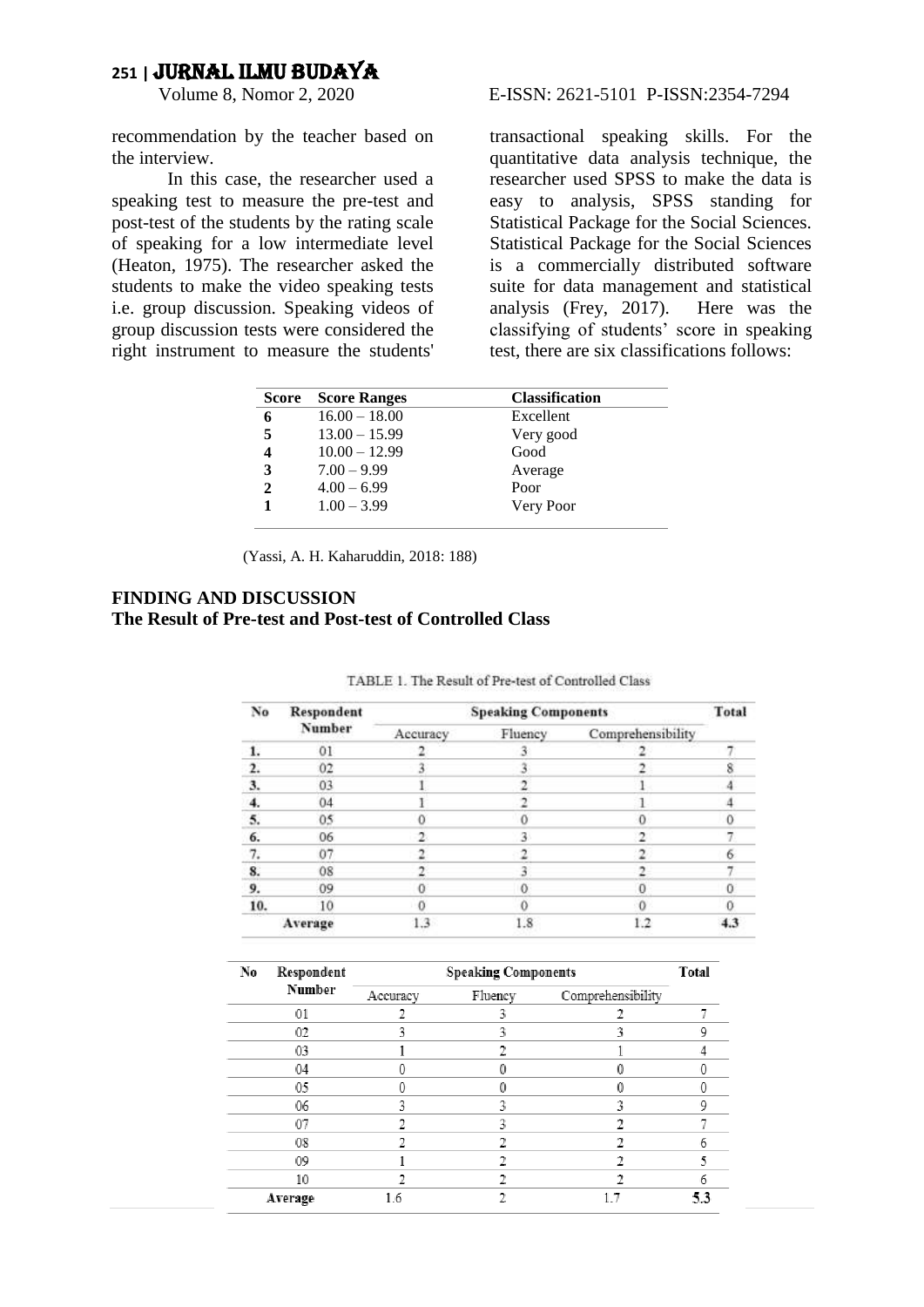recommendation by the teacher based on the interview.

In this case, the researcher used a speaking test to measure the pre-test and post-test of the students by the rating scale of speaking for a low intermediate level (Heaton, 1975). The researcher asked the students to make the video speaking tests i.e. group discussion. Speaking videos of group discussion tests were considered the right instrument to measure the students' transactional speaking skills. For the quantitative data analysis technique, the researcher used SPSS to make the data is easy to analysis, SPSS standing for Statistical Package for the Social Sciences. Statistical Package for the Social Sciences is a commercially distributed software suite for data management and statistical analysis (Frey, 2017). Here was the classifying of students' score in speaking test, there are six classifications follows:

| Score | Score Ranges | Classification |
|---|---|---|
| 6 | 16.00 – 18.00 | Excellent |
| 5 | 13.00 – 15.99 | Very good |
| 4 | 10.00 – 12.99 | Good |
| 3 | 7.00 – 9.99 | Average |
| 2 | 4.00 – 6.99 | Poor |
| 1 | 1.00 – 3.99 | Very Poor |

(Yassi, A. H. Kaharuddin, 2018: 188)

## FINDING AND DISCUSSION

### The Result of Pre-test and Post-test of Controlled Class

TABLE 1. The Result of Pre-test of Controlled Class

| No | Respondent Number | Speaking Components | | | Total |
|---|---|---|---|---|---|
| | | Accuracy | Fluency | Comprehensibility | |
| 1. | 01 | 2 | 3 | 2 | 7 |
| 2. | 02 | 3 | 3 | 2 | 8 |
| 3. | 03 | 1 | 2 | 1 | 4 |
| 4. | 04 | 1 | 2 | 1 | 4 |
| 5. | 05 | 0 | 0 | 0 | 0 |
| 6. | 06 | 2 | 3 | 2 | 7 |
| 7. | 07 | 2 | 2 | 2 | 6 |
| 8. | 08 | 2 | 3 | 2 | 7 |
| 9. | 09 | 0 | 0 | 0 | 0 |
| 10. | 10 | 0 | 0 | 0 | 0 |
| | Average | 1.3 | 1.8 | 1.2 | 4.3 |

| No | Respondent Number | Speaking Components | | | Total |
|---|---|---|---|---|---|
| | | Accuracy | Fluency | Comprehensibility | |
| | 01 | 2 | 3 | 2 | 7 |
| | 02 | 3 | 3 | 3 | 9 |
| | 03 | 1 | 2 | 1 | 4 |
| | 04 | 0 | 0 | 0 | 0 |
| | 05 | 0 | 0 | 0 | 0 |
| | 06 | 3 | 3 | 3 | 9 |
| | 07 | 2 | 3 | 2 | 7 |
| | 08 | 2 | 2 | 2 | 6 |
| | 09 | 1 | 2 | 2 | 5 |
| | 10 | 2 | 2 | 2 | 6 |
| | Average | 1.6 | 2 | 1.7 | 5.3 |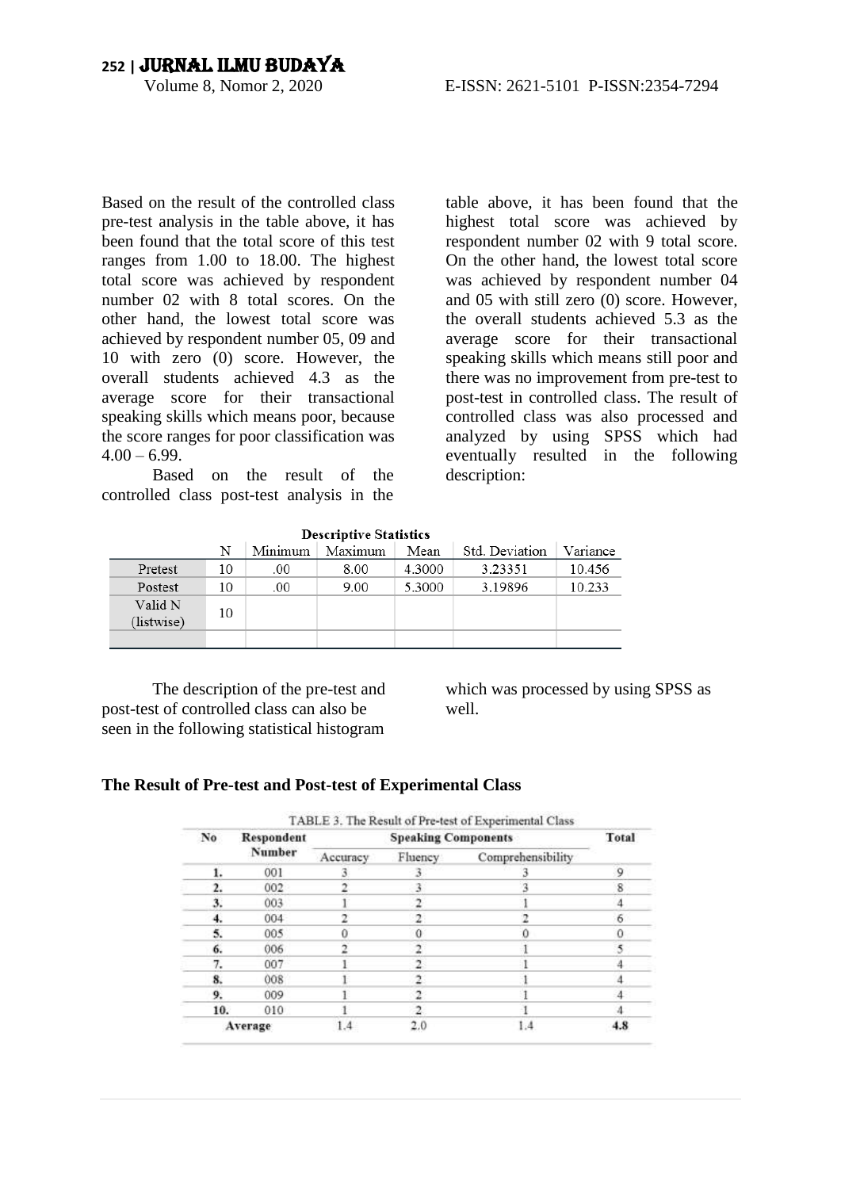Based on the result of the controlled class pre-test analysis in the table above, it has been found that the total score of this test ranges from 1.00 to 18.00. The highest total score was achieved by respondent number 02 with 8 total scores. On the other hand, the lowest total score was achieved by respondent number 05, 09 and 10 with zero (0) score. However, the overall students achieved 4.3 as the average score for their transactional speaking skills which means poor, because the score ranges for poor classification was 4.00 – 6.99.

Based on the result of the controlled class post-test analysis in the table above, it has been found that the highest total score was achieved by respondent number 02 with 9 total score. On the other hand, the lowest total score was achieved by respondent number 04 and 05 with still zero (0) score. However, the overall students achieved 5.3 as the average score for their transactional speaking skills which means still poor and there was no improvement from pre-test to post-test in controlled class. The result of controlled class was also processed and analyzed by using SPSS which had eventually resulted in the following description:

**Descriptive Statistics**

| | N | Minimum | Maximum | Mean | Std. Deviation | Variance |
|---|---|---|---|---|---|---|
| Pretest | 10 | .00 | 8.00 | 4.3000 | 3.23351 | 10.456 |
| Postest | 10 | .00 | 9.00 | 5.3000 | 3.19896 | 10.233 |
| Valid N (listwise) | 10 | | | | | |

The description of the pre-test and post-test of controlled class can also be seen in the following statistical histogram which was processed by using SPSS as well.

### The Result of Pre-test and Post-test of Experimental Class

TABLE 3. The Result of Pre-test of Experimental Class

| No | Respondent Number | Speaking Components | | | Total |
|---|---|---|---|---|---|
| | | Accuracy | Fluency | Comprehensibility | |
| 1. | 001 | 3 | 3 | 3 | 9 |
| 2. | 002 | 2 | 3 | 3 | 8 |
| 3. | 003 | 1 | 2 | 1 | 4 |
| 4. | 004 | 2 | 2 | 2 | 6 |
| 5. | 005 | 0 | 0 | 0 | 0 |
| 6. | 006 | 2 | 2 | 1 | 5 |
| 7. | 007 | 1 | 2 | 1 | 4 |
| 8. | 008 | 1 | 2 | 1 | 4 |
| 9. | 009 | 1 | 2 | 1 | 4 |
| 10. | 010 | 1 | 2 | 1 | 4 |
| Average | | 1.4 | 2.0 | 1.4 | **4.8** |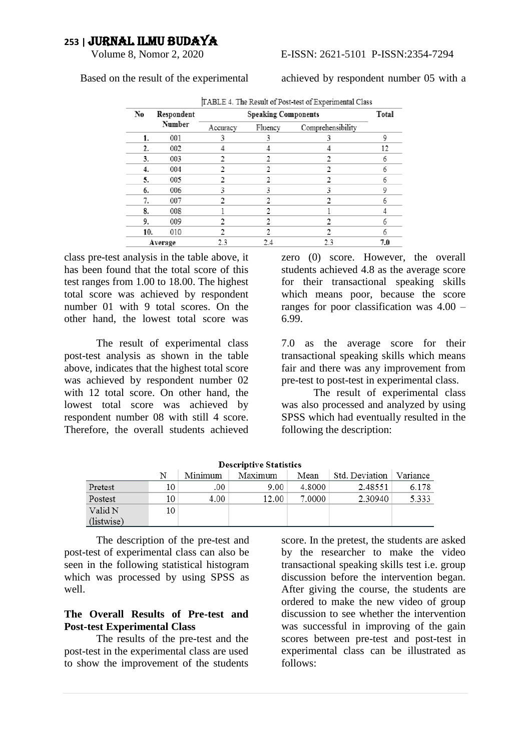Based on the result of the experimental class pre-test analysis in the table above, it has been found that the total score of this test ranges from 1.00 to 18.00. The highest total score was achieved by respondent number 01 with 9 total scores. On the other hand, the lowest total score was achieved by respondent number 05 with a zero (0) score. However, the overall students achieved 4.8 as the average score for their transactional speaking skills which means poor, because the score ranges for poor classification was 4.00 – 6.99.

TABLE 4. The Result of Post-test of Experimental Class

| No | Respondent Number | Speaking Components | | | Total |
|---|---|---|---|---|---|
| | | Accuracy | Fluency | Comprehensibility | |
| 1. | 001 | 3 | 3 | 3 | 9 |
| 2. | 002 | 4 | 4 | 4 | 12 |
| 3. | 003 | 2 | 2 | 2 | 6 |
| 4. | 004 | 2 | 2 | 2 | 6 |
| 5. | 005 | 2 | 2 | 2 | 6 |
| 6. | 006 | 3 | 3 | 3 | 9 |
| 7. | 007 | 2 | 2 | 2 | 6 |
| 8. | 008 | 1 | 2 | 1 | 4 |
| 9. | 009 | 2 | 2 | 2 | 6 |
| 10. | 010 | 2 | 2 | 2 | 6 |
| Average | | 2.3 | 2.4 | 2.3 | **7.0** |

The result of experimental class post-test analysis as shown in the table above, indicates that the highest total score was achieved by respondent number 02 with 12 total score. On other hand, the lowest total score was achieved by respondent number 08 with still 4 score. Therefore, the overall students achieved 7.0 as the average score for their transactional speaking skills which means fair and there was any improvement from pre-test to post-test in experimental class.

The result of experimental class was also processed and analyzed by using SPSS which had eventually resulted in the following the description:

**Descriptive Statistics**

| | N | Minimum | Maximum | Mean | Std. Deviation | Variance |
|---|---|---|---|---|---|---|
| Pretest | 10 | .00 | 9.00 | 4.8000 | 2.48551 | 6.178 |
| Postest | 10 | 4.00 | 12.00 | 7.0000 | 2.30940 | 5.333 |
| Valid N (listwise) | 10 | | | | | |

The description of the pre-test and post-test of experimental class can also be seen in the following statistical histogram which was processed by using SPSS as well.

**The Overall Results of Pre-test and Post-test Experimental Class**

The results of the pre-test and the post-test in the experimental class are used to show the improvement of the students score. In the pretest, the students are asked by the researcher to make the video transactional speaking skills test i.e. group discussion before the intervention began. After giving the course, the students are ordered to make the new video of group discussion to see whether the intervention was successful in improving of the gain scores between pre-test and post-test in experimental class can be illustrated as follows: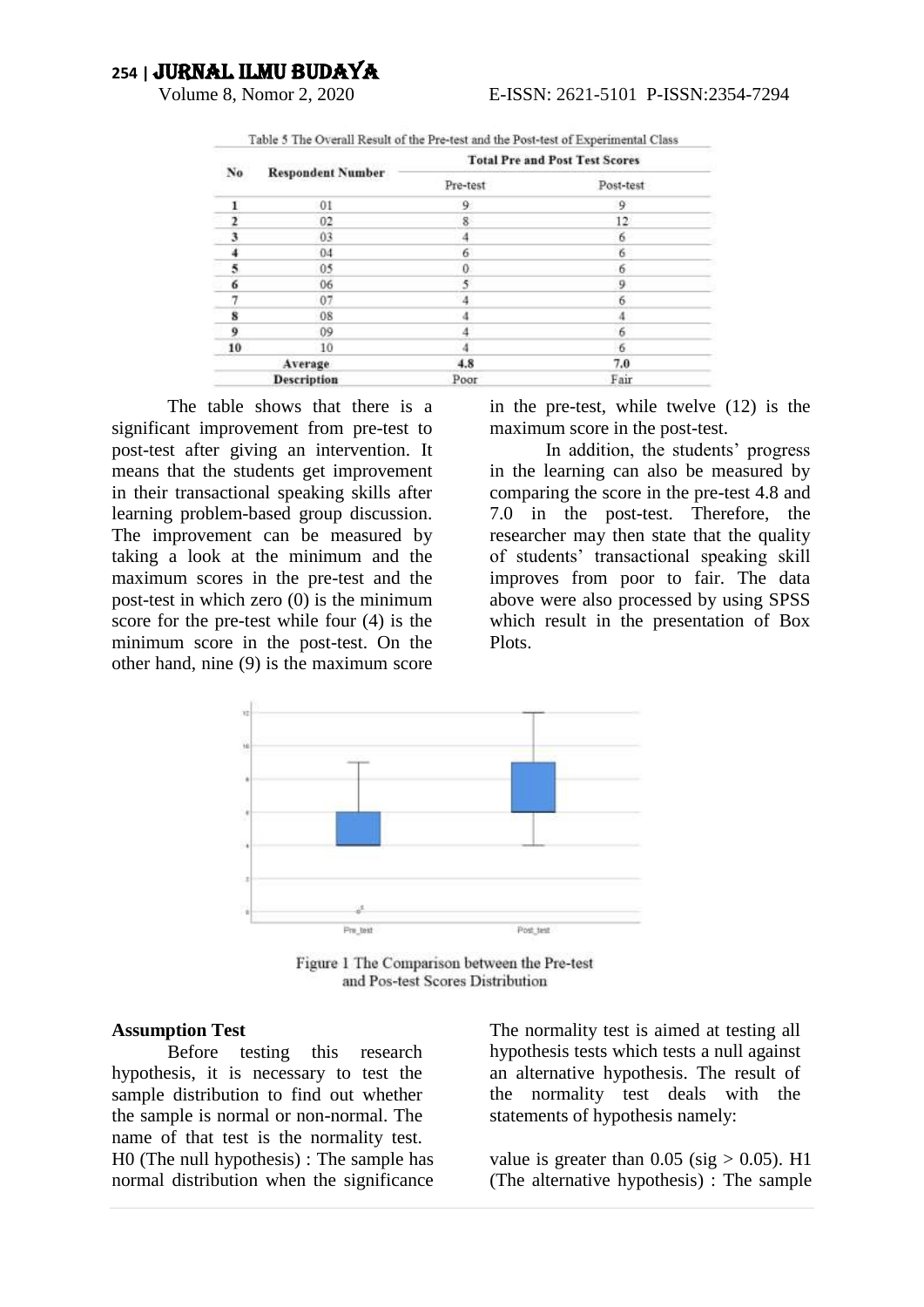Table 5 The Overall Result of the Pre-test and the Post-test of Experimental Class

| No | Respondent Number | Total Pre and Post Test Scores | |
|---|---|---|---|
| | | Pre-test | Post-test |
| 1 | 01 | 9 | 9 |
| 2 | 02 | 8 | 12 |
| 3 | 03 | 4 | 6 |
| 4 | 04 | 6 | 6 |
| 5 | 05 | 0 | 6 |
| 6 | 06 | 5 | 9 |
| 7 | 07 | 4 | 6 |
| 8 | 08 | 4 | 4 |
| 9 | 09 | 4 | 6 |
| 10 | 10 | 4 | 6 |
| | **Average** | **4.8** | **7.0** |
| | **Description** | Poor | Fair |

The table shows that there is a significant improvement from pre-test to post-test after giving an intervention. It means that the students get improvement in their transactional speaking skills after learning problem-based group discussion. The improvement can be measured by taking a look at the minimum and the maximum scores in the pre-test and the post-test in which zero (0) is the minimum score for the pre-test while four (4) is the minimum score in the post-test. On the other hand, nine (9) is the maximum score in the pre-test, while twelve (12) is the maximum score in the post-test.

In addition, the students' progress in the learning can also be measured by comparing the score in the pre-test 4.8 and 7.0 in the post-test. Therefore, the researcher may then state that the quality of students' transactional speaking skill improves from poor to fair. The data above were also processed by using SPSS which result in the presentation of Box Plots.

Figure 1 The Comparison between the Pre-test and Pos-test Scores Distribution

**Assumption Test**

Before testing this research hypothesis, it is necessary to test the sample distribution to find out whether the sample is normal or non-normal. The name of that test is the normality test. H0 (The null hypothesis) : The sample has normal distribution when the significance The normality test is aimed at testing all hypothesis tests which tests a null against an alternative hypothesis. The result of the normality test deals with the statements of hypothesis namely:

value is greater than 0.05 (sig $> 0.05$). H1 (The alternative hypothesis) : The sample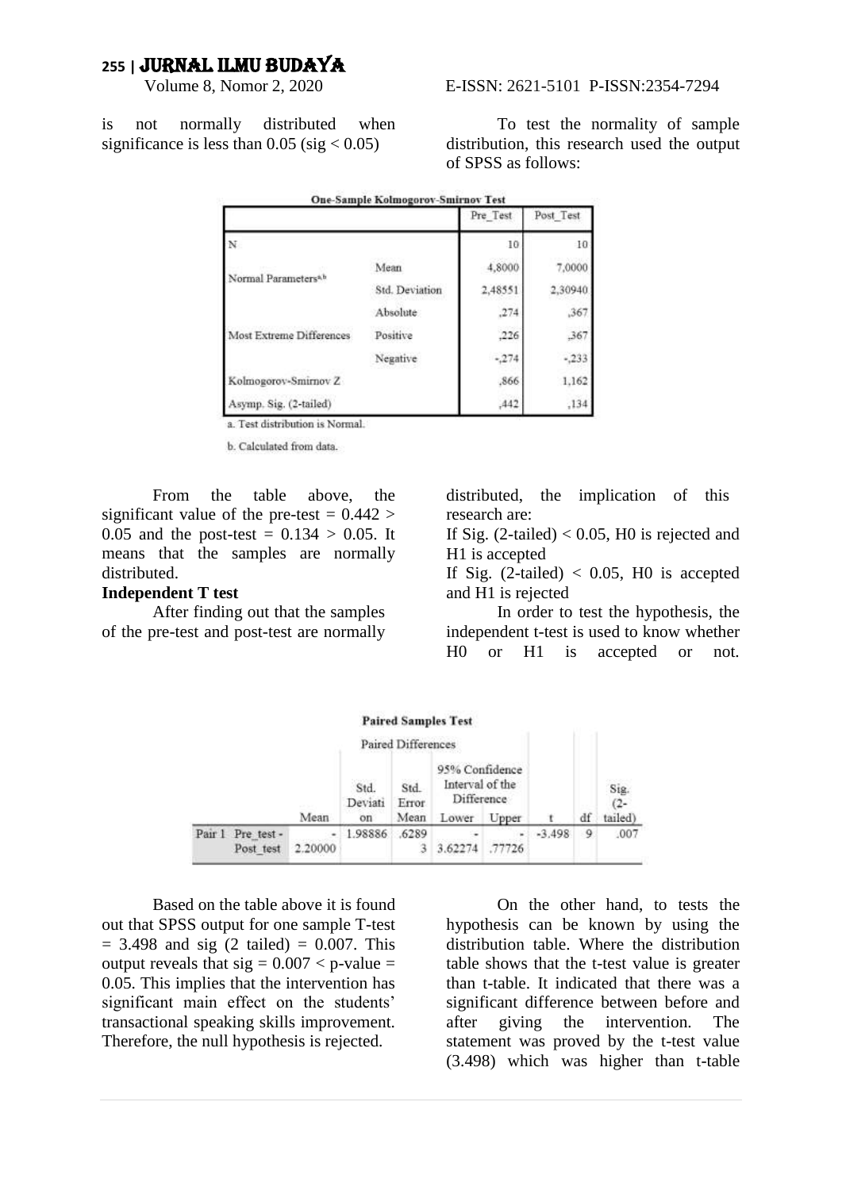is not normally distributed when significance is less than 0.05 (sig < 0.05)

To test the normality of sample distribution, this research used the output of SPSS as follows:

**One-Sample Kolmogorov-Smirnov Test**

| | | Pre_Test | Post_Test |
|---|---|---|---|
| N | | 10 | 10 |
| Normal Parameters[a,b] | Mean | 4,8000 | 7,0000 |
| | Std. Deviation | 2,48551 | 2,30940 |
| Most Extreme Differences | Absolute | ,274 | ,367 |
| | Positive | ,226 | ,367 |
| | Negative | -,274 | -,233 |
| Kolmogorov-Smirnov Z | | ,866 | 1,162 |
| Asymp. Sig. (2-tailed) | | ,442 | ,134 |

a. Test distribution is Normal.

b. Calculated from data.

From the table above, the significant value of the pre-test = 0.442 > 0.05 and the post-test = 0.134 > 0.05. It means that the samples are normally distributed.

**Independent T test**

After finding out that the samples of the pre-test and post-test are normally distributed, the implication of this research are:

If Sig. (2-tailed) < 0.05, H0 is rejected and H1 is accepted

If Sig. (2-tailed) < 0.05, H0 is accepted and H1 is rejected

In order to test the hypothesis, the independent t-test is used to know whether H0 or H1 is accepted or not.

**Paired Samples Test**

| | | Paired Differences | | | | | | | |
|---|---|---|---|---|---|---|---|---|---|
| | | | | | 95% Confidence Interval of the Difference | | | | |
| | | Mean | Std. Deviation | Std. Error Mean | Lower | Upper | t | df | Sig. (2-tailed) |
| Pair 1 | Pre_test - Post_test | -2.20000 | 1.98886 | .62893 | -3.62274 | -.77726 | -3.498 | 9 | .007 |

Based on the table above it is found out that SPSS output for one sample T-test = 3.498 and sig (2 tailed) = 0.007. This output reveals that sig = 0.007 < p-value = 0.05. This implies that the intervention has significant main effect on the students' transactional speaking skills improvement. Therefore, the null hypothesis is rejected.

On the other hand, to tests the hypothesis can be known by using the distribution table. Where the distribution table shows that the t-test value is greater than t-table. It indicated that there was a significant difference between before and after giving the intervention. The statement was proved by the t-test value (3.498) which was higher than t-table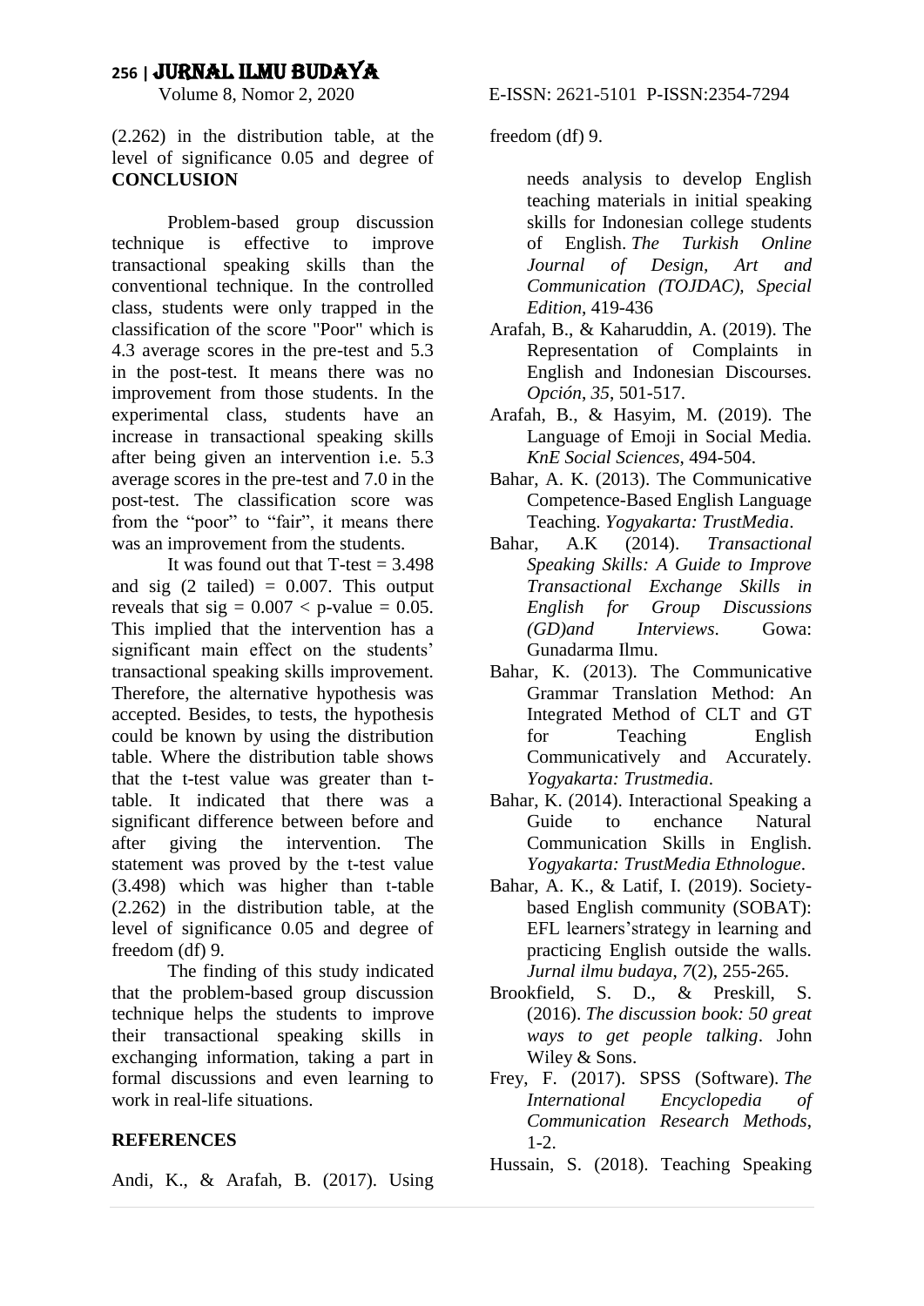(2.262) in the distribution table, at the level of significance 0.05 and degree of freedom (df) 9.

## CONCLUSION

Problem-based group discussion technique is effective to improve transactional speaking skills than the conventional technique. In the controlled class, students were only trapped in the classification of the score "Poor" which is 4.3 average scores in the pre-test and 5.3 in the post-test. It means there was no improvement from those students. In the experimental class, students have an increase in transactional speaking skills after being given an intervention i.e. 5.3 average scores in the pre-test and 7.0 in the post-test. The classification score was from the "poor" to "fair", it means there was an improvement from the students.

It was found out that T-test = 3.498 and sig (2 tailed) = 0.007. This output reveals that sig = 0.007 < p-value = 0.05. This implied that the intervention has a significant main effect on the students' transactional speaking skills improvement. Therefore, the alternative hypothesis was accepted. Besides, to tests, the hypothesis could be known by using the distribution table. Where the distribution table shows that the t-test value was greater than t-table. It indicated that there was a significant difference between before and after giving the intervention. The statement was proved by the t-test value (3.498) which was higher than t-table (2.262) in the distribution table, at the level of significance 0.05 and degree of freedom (df) 9.

The finding of this study indicated that the problem-based group discussion technique helps the students to improve their transactional speaking skills in exchanging information, taking a part in formal discussions and even learning to work in real-life situations.

## REFERENCES

Andi, K., & Arafah, B. (2017). Using needs analysis to develop English teaching materials in initial speaking skills for Indonesian college students of English. *The Turkish Online Journal of Design, Art and Communication (TOJDAC), Special Edition*, 419-436

Arafah, B., & Kaharuddin, A. (2019). The Representation of Complaints in English and Indonesian Discourses. *Opción*, *35*, 501-517.

Arafah, B., & Hasyim, M. (2019). The Language of Emoji in Social Media. *KnE Social Sciences*, 494-504.

Bahar, A. K. (2013). The Communicative Competence-Based English Language Teaching. *Yogyakarta: TrustMedia*.

Bahar, A.K (2014). *Transactional Speaking Skills: A Guide to Improve Transactional Exchange Skills in English for Group Discussions (GD)and Interviews*. Gowa: Gunadarma Ilmu.

Bahar, K. (2013). The Communicative Grammar Translation Method: An Integrated Method of CLT and GT for Teaching English Communicatively and Accurately. *Yogyakarta: Trustmedia*.

Bahar, K. (2014). Interactional Speaking a Guide to enchance Natural Communication Skills in English. *Yogyakarta: TrustMedia Ethnologue*.

Bahar, A. K., & Latif, I. (2019). Society-based English community (SOBAT): EFL learners'strategy in learning and practicing English outside the walls. *Jurnal ilmu budaya*, *7*(2), 255-265.

Brookfield, S. D., & Preskill, S. (2016). *The discussion book: 50 great ways to get people talking*. John Wiley & Sons.

Frey, F. (2017). SPSS (Software). *The International Encyclopedia of Communication Research Methods*, 1-2.

Hussain, S. (2018). Teaching Speaking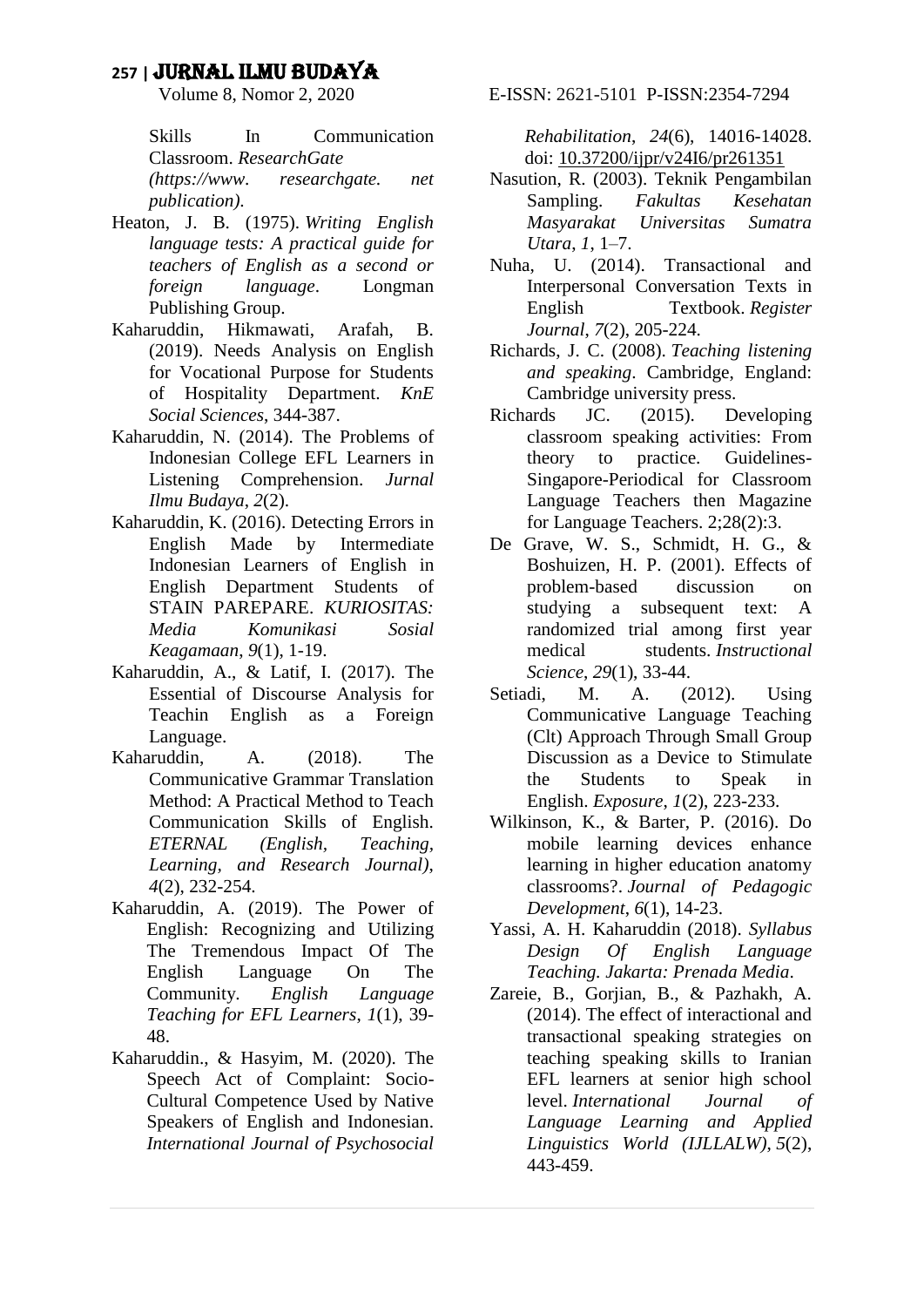Skills In Communication Classroom. *ResearchGate (https://www. researchgate. net publication)*.

Heaton, J. B. (1975). *Writing English language tests: A practical guide for teachers of English as a second or foreign language*. Longman Publishing Group.

Kaharuddin, Hikmawati, Arafah, B. (2019). Needs Analysis on English for Vocational Purpose for Students of Hospitality Department. *KnE Social Sciences*, 344-387.

Kaharuddin, N. (2014). The Problems of Indonesian College EFL Learners in Listening Comprehension. *Jurnal Ilmu Budaya*, *2*(2).

Kaharuddin, K. (2016). Detecting Errors in English Made by Intermediate Indonesian Learners of English in English Department Students of STAIN PAREPARE. *KURIOSITAS: Media Komunikasi Sosial Keagamaan*, *9*(1), 1-19.

Kaharuddin, A., & Latif, I. (2017). The Essential of Discourse Analysis for Teachin English as a Foreign Language.

Kaharuddin, A. (2018). The Communicative Grammar Translation Method: A Practical Method to Teach Communication Skills of English. *ETERNAL (English, Teaching, Learning, and Research Journal)*, *4*(2), 232-254.

Kaharuddin, A. (2019). The Power of English: Recognizing and Utilizing The Tremendous Impact Of The English Language On The Community. *English Language Teaching for EFL Learners*, *1*(1), 39-48.

Kaharuddin., & Hasyim, M. (2020). The Speech Act of Complaint: Socio-Cultural Competence Used by Native Speakers of English and Indonesian. *International Journal of Psychosocial Rehabilitation*, *24*(6), 14016-14028. doi: 10.37200/ijpr/v24I6/pr261351

Nasution, R. (2003). Teknik Pengambilan Sampling. *Fakultas Kesehatan Masyarakat Universitas Sumatra Utara*, *1*, 1–7.

Nuha, U. (2014). Transactional and Interpersonal Conversation Texts in English Textbook. *Register Journal*, *7*(2), 205-224.

Richards, J. C. (2008). *Teaching listening and speaking*. Cambridge, England: Cambridge university press.

Richards JC. (2015). Developing classroom speaking activities: From theory to practice. Guidelines-Singapore-Periodical for Classroom Language Teachers then Magazine for Language Teachers. 2;28(2):3.

De Grave, W. S., Schmidt, H. G., & Boshuizen, H. P. (2001). Effects of problem-based discussion on studying a subsequent text: A randomized trial among first year medical students. *Instructional Science*, *29*(1), 33-44.

Setiadi, M. A. (2012). Using Communicative Language Teaching (Clt) Approach Through Small Group Discussion as a Device to Stimulate the Students to Speak in English. *Exposure*, *1*(2), 223-233.

Wilkinson, K., & Barter, P. (2016). Do mobile learning devices enhance learning in higher education anatomy classrooms?. *Journal of Pedagogic Development*, *6*(1), 14-23.

Yassi, A. H. Kaharuddin (2018). *Syllabus Design Of English Language Teaching. Jakarta: Prenada Media*.

Zareie, B., Gorjian, B., & Pazhakh, A. (2014). The effect of interactional and transactional speaking strategies on teaching speaking skills to Iranian EFL learners at senior high school level. *International Journal of Language Learning and Applied Linguistics World (IJLLALW)*, *5*(2), 443-459.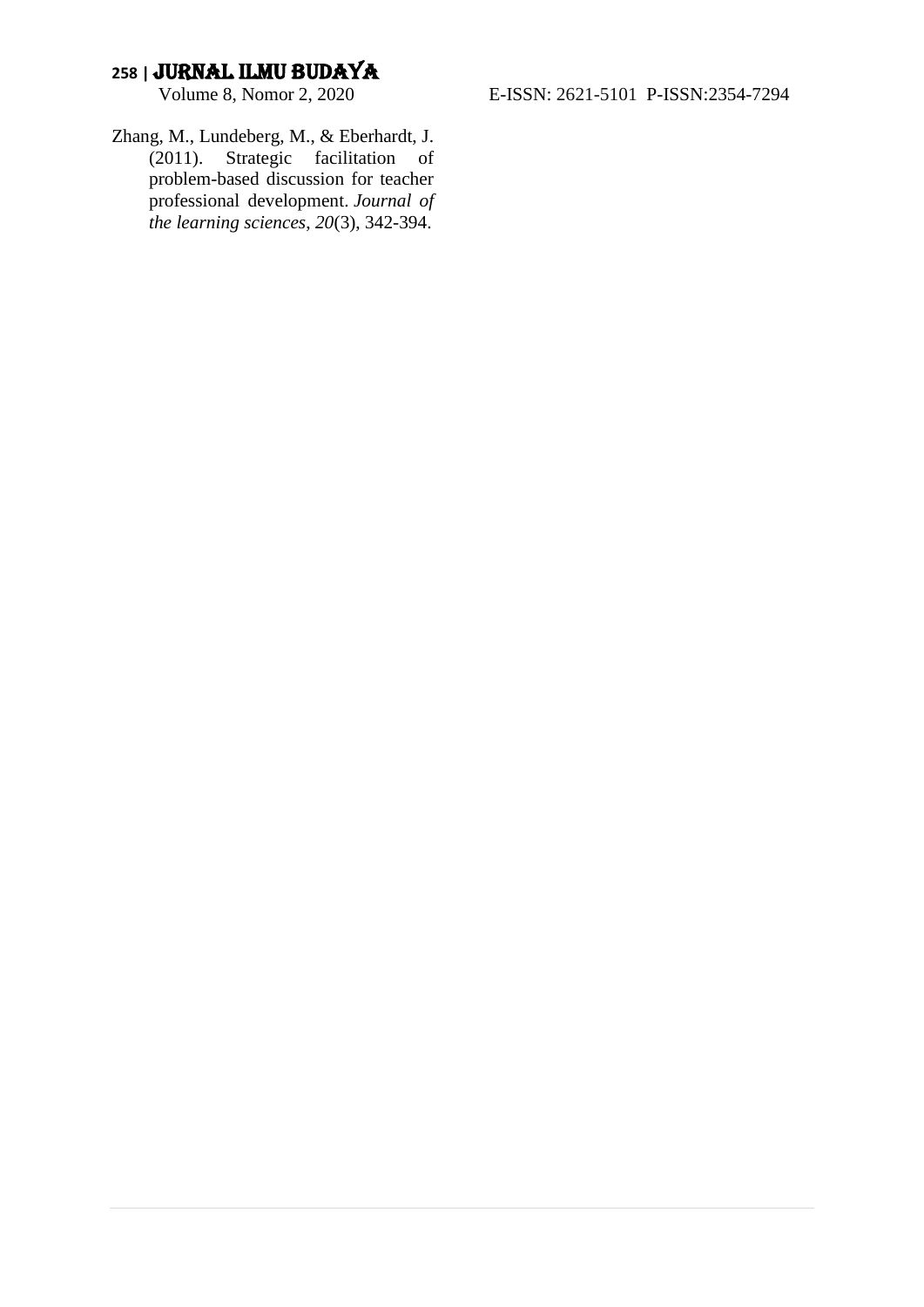Zhang, M., Lundeberg, M., & Eberhardt, J. (2011). Strategic facilitation of problem-based discussion for teacher professional development. *Journal of the learning sciences*, *20*(3), 342-394.